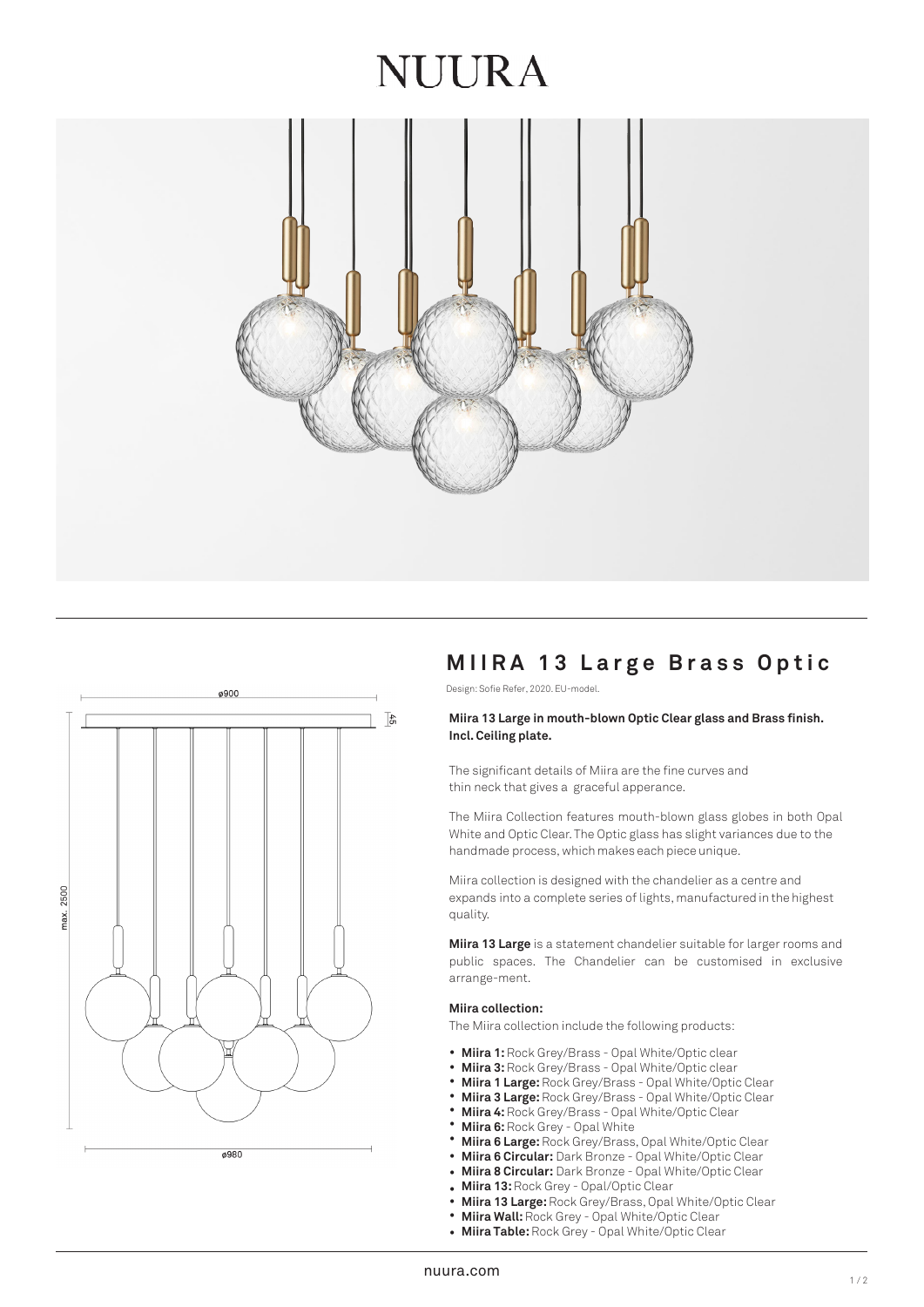# NUURA

## MIIRA 13 Large Brass Optic

Design: Sofie Refer, 2020. EU-model.

**Miira 13 Large in mouth-blown Optic Clear glass and Brass finish. Incl. Ceiling plate.**

The significant details of Miira are the fine curves and thin neck that gives a graceful apperance.

The Miira Collection features mouth-blown glass globes in both Opal White and Optic Clear. The Optic glass has slight variances due to the handmade process, which makes each piece unique.

Miira collection is designed with the chandelier as a centre and expands into a complete series of lights, manufactured in the highest quality.

**Miira 13 Large** is a statement chandelier suitable for larger rooms and public spaces. The Chandelier can be customised in exclusive arrange-ment.

**Miira collection:**

The Miira collection include the following products:

- **Miira 1:** Rock Grey/Brass - Opal White/Optic clear
- **Miira 3:** Rock Grey/Brass - Opal White/Optic clear
- **Miira 1 Large:** Rock Grey/Brass - Opal White/Optic Clear
- **Miira 3 Large:** Rock Grey/Brass - Opal White/Optic Clear
- **Miira 4:** Rock Grey/Brass - Opal White/Optic Clear
- **Miira 6:** Rock Grey - Opal White
- **Miira 6 Large:** Rock Grey/Brass, Opal White/Optic Clear
- **Miira 6 Circular:** Dark Bronze - Opal White/Optic Clear
- **Miira 8 Circular:** Dark Bronze - Opal White/Optic Clear
- **Miira 13:** Rock Grey - Opal/Optic Clear
- **Miira 13 Large:** Rock Grey/Brass, Opal White/Optic Clear
- **Miira Wall:** Rock Grey - Opal White/Optic Clear
- **Miira Table:** Rock Grey - Opal White/Optic Clear

nuura.com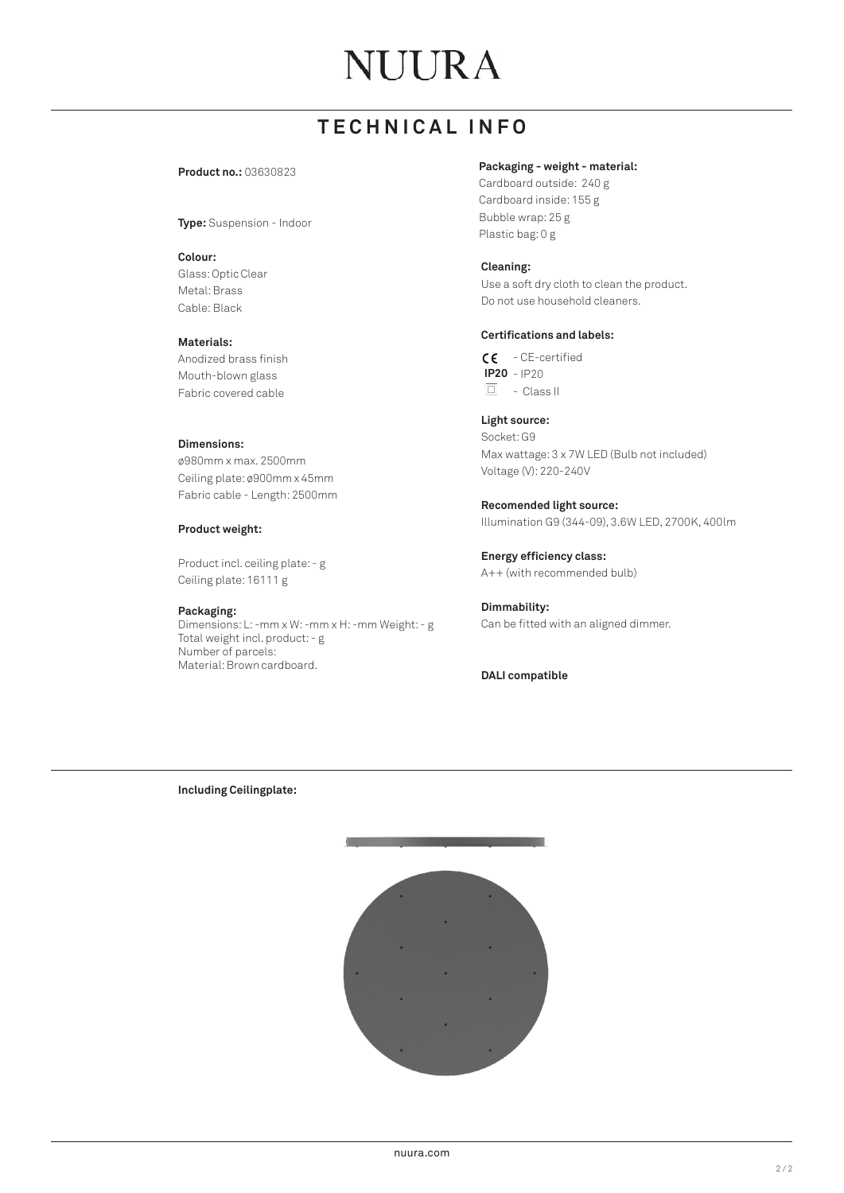# NUURA

## TECHNICAL INFO

**Product no.:** 03630823

**Type:** Suspension - Indoor

**Colour:**
Glass: Optic Clear
Metal: Brass
Cable: Black

**Materials:**
Anodized brass finish
Mouth-blown glass
Fabric covered cable

**Dimensions:**
ø980mm x max. 2500mm
Ceiling plate: ø900mm x 45mm
Fabric cable - Length: 2500mm

**Product weight:**

Product incl. ceiling plate: - g
Ceiling plate: 16111 g

**Packaging:**
Dimensions: L: -mm x W: -mm x H: -mm Weight: - g
Total weight incl. product: - g
Number of parcels:
Material: Brown cardboard.

**Packaging - weight - material:**
Cardboard outside: 240 g
Cardboard inside: 155 g
Bubble wrap: 25 g
Plastic bag: 0 g

**Cleaning:**
Use a soft dry cloth to clean the product.
Do not use household cleaners.

**Certifications and labels:**

CE - CE-certified
**IP20** - IP20
- Class II

**Light source:**
Socket: G9
Max wattage: 3 x 7W LED (Bulb not included)
Voltage (V): 220-240V

**Recomended light source:**
Illumination G9 (344-09), 3.6W LED, 2700K, 400lm

**Energy efficiency class:**
A++ (with recommended bulb)

**Dimmability:**
Can be fitted with an aligned dimmer.

**DALI compatible**

**Including Ceilingplate:**

nuura.com